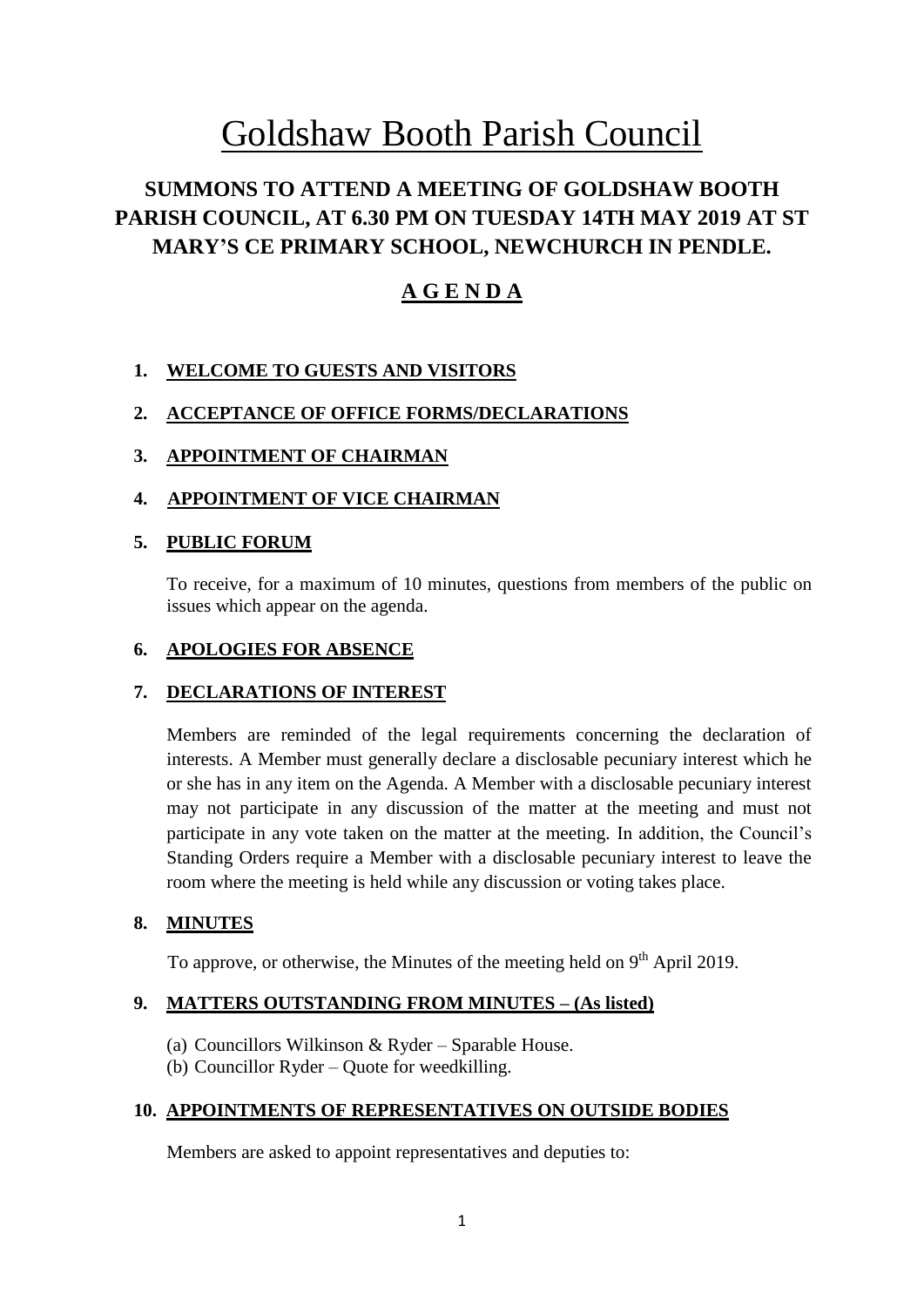# Goldshaw Booth Parish Council

## SUMMONS TO ATTEND A MEETING OF GOLDSHAW BOOTH PARISH COUNCIL, AT 6.30 PM ON TUESDAY 14TH MAY 2019 AT ST MARY'S CE PRIMARY SCHOOL, NEWCHURCH IN PENDLE.

## A G E N D A

1. **WELCOME TO GUESTS AND VISITORS**

2. **ACCEPTANCE OF OFFICE FORMS/DECLARATIONS**

3. **APPOINTMENT OF CHAIRMAN**

4. **APPOINTMENT OF VICE CHAIRMAN**

5. **PUBLIC FORUM**

   To receive, for a maximum of 10 minutes, questions from members of the public on issues which appear on the agenda.

6. **APOLOGIES FOR ABSENCE**

7. **DECLARATIONS OF INTEREST**

   Members are reminded of the legal requirements concerning the declaration of interests. A Member must generally declare a disclosable pecuniary interest which he or she has in any item on the Agenda. A Member with a disclosable pecuniary interest may not participate in any discussion of the matter at the meeting and must not participate in any vote taken on the matter at the meeting. In addition, the Council's Standing Orders require a Member with a disclosable pecuniary interest to leave the room where the meeting is held while any discussion or voting takes place.

8. **MINUTES**

   To approve, or otherwise, the Minutes of the meeting held on 9th April 2019.

9. **MATTERS OUTSTANDING FROM MINUTES – (As listed)**

   (a) Councillors Wilkinson & Ryder – Sparable House.
   (b) Councillor Ryder – Quote for weedkilling.

10. **APPOINTMENTS OF REPRESENTATIVES ON OUTSIDE BODIES**

    Members are asked to appoint representatives and deputies to: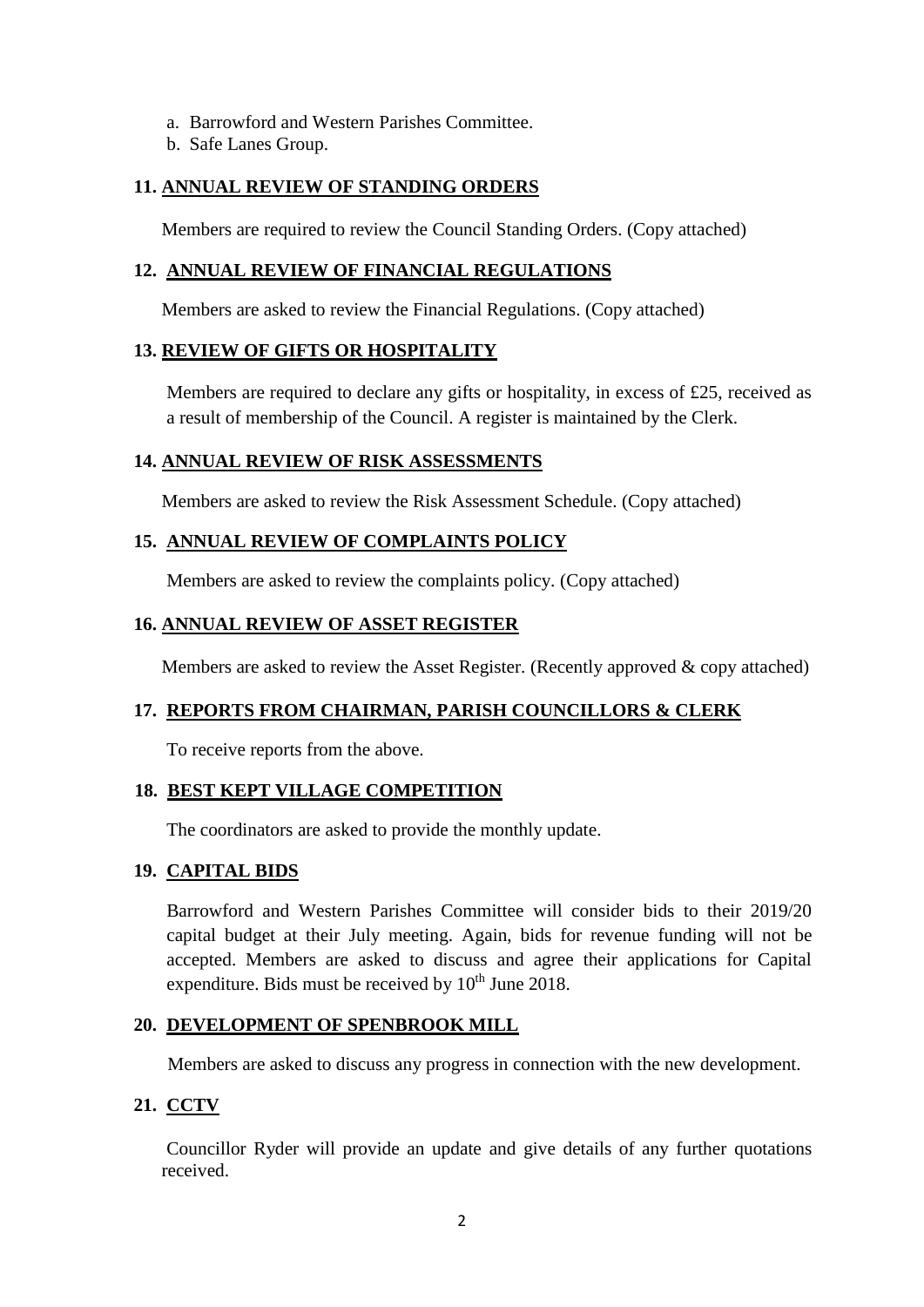a. Barrowford and Western Parishes Committee.
b. Safe Lanes Group.

## 11. ANNUAL REVIEW OF STANDING ORDERS

Members are required to review the Council Standing Orders. (Copy attached)

## 12. ANNUAL REVIEW OF FINANCIAL REGULATIONS

Members are asked to review the Financial Regulations. (Copy attached)

## 13. REVIEW OF GIFTS OR HOSPITALITY

Members are required to declare any gifts or hospitality, in excess of £25, received as a result of membership of the Council. A register is maintained by the Clerk.

## 14. ANNUAL REVIEW OF RISK ASSESSMENTS

Members are asked to review the Risk Assessment Schedule. (Copy attached)

## 15. ANNUAL REVIEW OF COMPLAINTS POLICY

Members are asked to review the complaints policy. (Copy attached)

## 16. ANNUAL REVIEW OF ASSET REGISTER

Members are asked to review the Asset Register. (Recently approved & copy attached)

## 17. REPORTS FROM CHAIRMAN, PARISH COUNCILLORS & CLERK

To receive reports from the above.

## 18. BEST KEPT VILLAGE COMPETITION

The coordinators are asked to provide the monthly update.

## 19. CAPITAL BIDS

Barrowford and Western Parishes Committee will consider bids to their 2019/20 capital budget at their July meeting. Again, bids for revenue funding will not be accepted. Members are asked to discuss and agree their applications for Capital expenditure. Bids must be received by 10th June 2018.

## 20. DEVELOPMENT OF SPENBROOK MILL

Members are asked to discuss any progress in connection with the new development.

## 21. CCTV

Councillor Ryder will provide an update and give details of any further quotations received.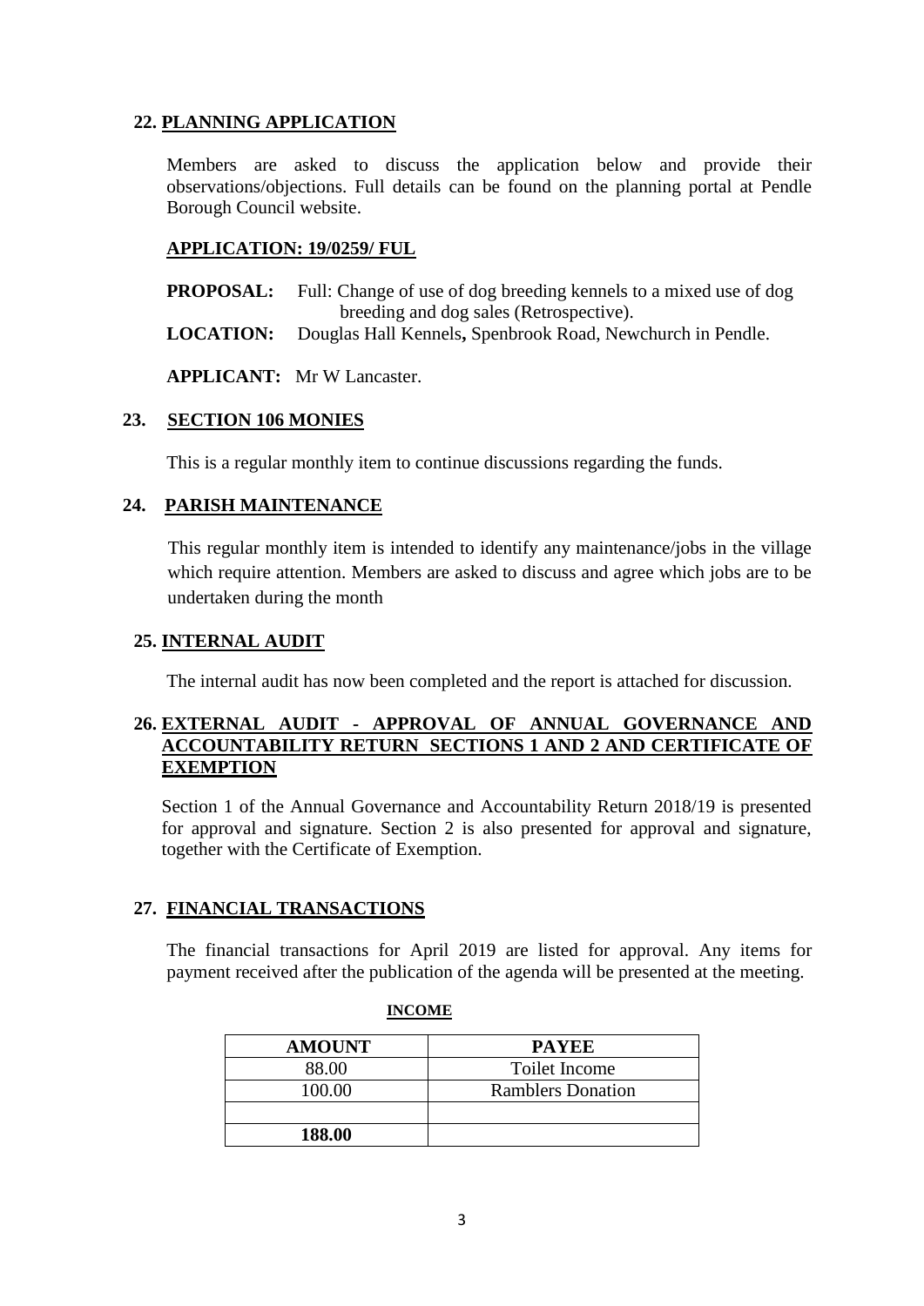## 22. PLANNING APPLICATION

Members are asked to discuss the application below and provide their observations/objections. Full details can be found on the planning portal at Pendle Borough Council website.

**APPLICATION: 19/0259/ FUL**

**PROPOSAL:** Full: Change of use of dog breeding kennels to a mixed use of dog breeding and dog sales (Retrospective).

**LOCATION:** Douglas Hall Kennels**,** Spenbrook Road, Newchurch in Pendle.

**APPLICANT:** Mr W Lancaster.

## 23. SECTION 106 MONIES

This is a regular monthly item to continue discussions regarding the funds.

## 24. PARISH MAINTENANCE

This regular monthly item is intended to identify any maintenance/jobs in the village which require attention. Members are asked to discuss and agree which jobs are to be undertaken during the month

## 25. INTERNAL AUDIT

The internal audit has now been completed and the report is attached for discussion.

## 26. EXTERNAL AUDIT - APPROVAL OF ANNUAL GOVERNANCE AND ACCOUNTABILITY RETURN SECTIONS 1 AND 2 AND CERTIFICATE OF EXEMPTION

Section 1 of the Annual Governance and Accountability Return 2018/19 is presented for approval and signature. Section 2 is also presented for approval and signature, together with the Certificate of Exemption.

## 27. FINANCIAL TRANSACTIONS

The financial transactions for April 2019 are listed for approval. Any items for payment received after the publication of the agenda will be presented at the meeting.

**INCOME**

| AMOUNT | PAYEE |
|---|---|
| 88.00 | Toilet Income |
| 100.00 | Ramblers Donation |
| | |
| **188.00** | |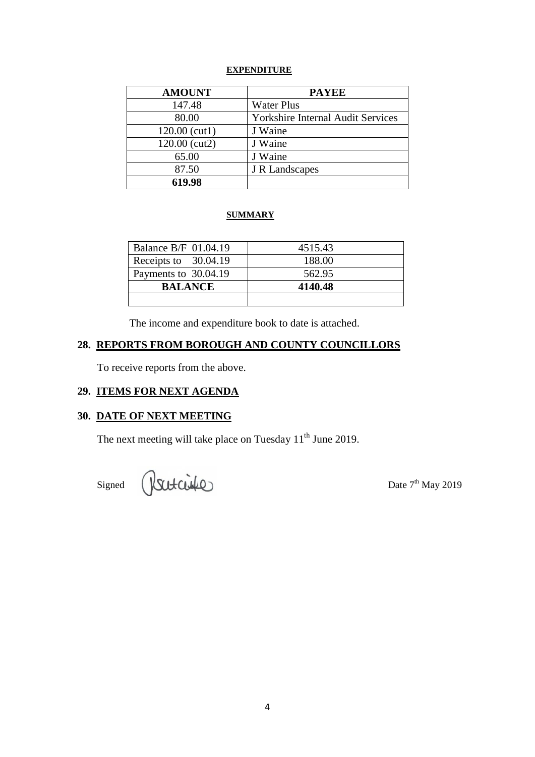**EXPENDITURE**

| AMOUNT | PAYEE |
|---|---|
| 147.48 | Water Plus |
| 80.00 | Yorkshire Internal Audit Services |
| 120.00 (cut1) | J Waine |
| 120.00 (cut2) | J Waine |
| 65.00 | J Waine |
| 87.50 | J R Landscapes |
| **619.98** | |

**SUMMARY**

| | |
|---|---|
| Balance B/F 01.04.19 | 4515.43 |
| Receipts to 30.04.19 | 188.00 |
| Payments to 30.04.19 | 562.95 |
| **BALANCE** | **4140.48** |
| | |

The income and expenditure book to date is attached.

## 28. REPORTS FROM BOROUGH AND COUNTY COUNCILLORS

To receive reports from the above.

## 29. ITEMS FOR NEXT AGENDA

## 30. DATE OF NEXT MEETING

The next meeting will take place on Tuesday 11th June 2019.

Signed [signature] Date 7th May 2019